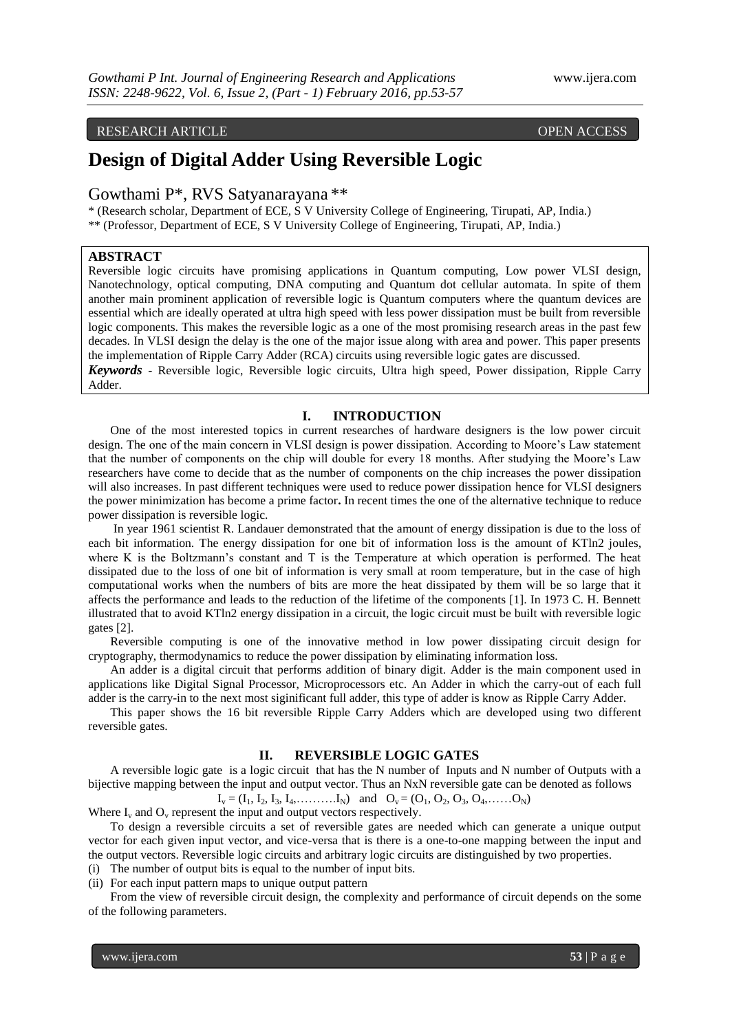RESEARCH ARTICLE OPEN ACCESS

# Design of Digital Adder Using Reversible Logic

Gowthami P*, RVS Satyanarayana **

\* (Research scholar, Department of ECE, S V University College of Engineering, Tirupati, AP, India.)
** (Professor, Department of ECE, S V University College of Engineering, Tirupati, AP, India.)

## ABSTRACT

Reversible logic circuits have promising applications in Quantum computing, Low power VLSI design, Nanotechnology, optical computing, DNA computing and Quantum dot cellular automata. In spite of them another main prominent application of reversible logic is Quantum computers where the quantum devices are essential which are ideally operated at ultra high speed with less power dissipation must be built from reversible logic components. This makes the reversible logic as a one of the most promising research areas in the past few decades. In VLSI design the delay is the one of the major issue along with area and power. This paper presents the implementation of Ripple Carry Adder (RCA) circuits using reversible logic gates are discussed.

***Keywords*** - Reversible logic, Reversible logic circuits, Ultra high speed, Power dissipation, Ripple Carry Adder.

## I. INTRODUCTION

One of the most interested topics in current researches of hardware designers is the low power circuit design. The one of the main concern in VLSI design is power dissipation. According to Moore's Law statement that the number of components on the chip will double for every 18 months. After studying the Moore's Law researchers have come to decide that as the number of components on the chip increases the power dissipation will also increases. In past different techniques were used to reduce power dissipation hence for VLSI designers the power minimization has become a prime factor**.** In recent times the one of the alternative technique to reduce power dissipation is reversible logic.

In year 1961 scientist R. Landauer demonstrated that the amount of energy dissipation is due to the loss of each bit information. The energy dissipation for one bit of information loss is the amount of KTln2 joules, where K is the Boltzmann's constant and T is the Temperature at which operation is performed. The heat dissipated due to the loss of one bit of information is very small at room temperature, but in the case of high computational works when the numbers of bits are more the heat dissipated by them will be so large that it affects the performance and leads to the reduction of the lifetime of the components [1]. In 1973 C. H. Bennett illustrated that to avoid KTln2 energy dissipation in a circuit, the logic circuit must be built with reversible logic gates [2].

Reversible computing is one of the innovative method in low power dissipating circuit design for cryptography, thermodynamics to reduce the power dissipation by eliminating information loss.

An adder is a digital circuit that performs addition of binary digit. Adder is the main component used in applications like Digital Signal Processor, Microprocessors etc. An Adder in which the carry-out of each full adder is the carry-in to the next most siginificant full adder, this type of adder is know as Ripple Carry Adder.

This paper shows the 16 bit reversible Ripple Carry Adders which are developed using two different reversible gates.

## II. REVERSIBLE LOGIC GATES

A reversible logic gate is a logic circuit that has the N number of Inputs and N number of Outputs with a bijective mapping between the input and output vector. Thus an NxN reversible gate can be denoted as follows

$$I_v = (I_1, I_2, I_3, I_4, \ldots\ldots\ldots I_N) \quad \text{and} \quad O_v = (O_1, O_2, O_3, O_4, \ldots\ldots O_N)$$

Where $I_v$ and $O_v$ represent the input and output vectors respectively.

To design a reversible circuits a set of reversible gates are needed which can generate a unique output vector for each given input vector, and vice-versa that is there is a one-to-one mapping between the input and the output vectors. Reversible logic circuits and arbitrary logic circuits are distinguished by two properties.

(i) The number of output bits is equal to the number of input bits.
(ii) For each input pattern maps to unique output pattern

From the view of reversible circuit design, the complexity and performance of circuit depends on the some of the following parameters.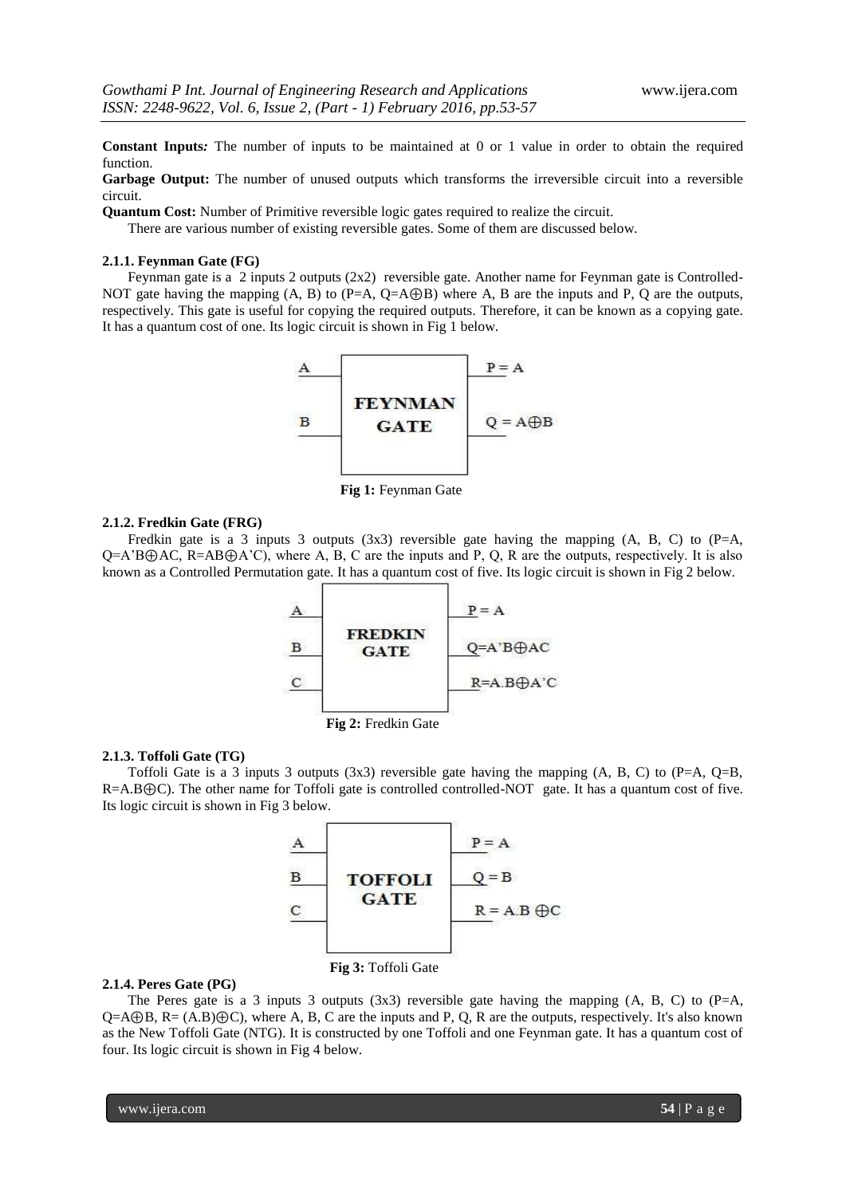**Constant Inputs:** The number of inputs to be maintained at 0 or 1 value in order to obtain the required function.

**Garbage Output:** The number of unused outputs which transforms the irreversible circuit into a reversible circuit.

**Quantum Cost:** Number of Primitive reversible logic gates required to realize the circuit.

There are various number of existing reversible gates. Some of them are discussed below.

#### 2.1.1. Feynman Gate (FG)

Feynman gate is a 2 inputs 2 outputs (2x2) reversible gate. Another name for Feynman gate is Controlled-NOT gate having the mapping (A, B) to ($P=A$, $Q=A\oplus B$) where A, B are the inputs and P, Q are the outputs, respectively. This gate is useful for copying the required outputs. Therefore, it can be known as a copying gate. It has a quantum cost of one. Its logic circuit is shown in Fig 1 below.

A → FEYNMAN GATE → $P = A$

B → → $Q = A\oplus B$

**Fig 1:** Feynman Gate

#### 2.1.2. Fredkin Gate (FRG)

Fredkin gate is a 3 inputs 3 outputs (3x3) reversible gate having the mapping (A, B, C) to ($P=A$, $Q=A'B\oplus AC$, $R=AB\oplus A'C$), where A, B, C are the inputs and P, Q, R are the outputs, respectively. It is also known as a Controlled Permutation gate. It has a quantum cost of five. Its logic circuit is shown in Fig 2 below.

A → FREDKIN GATE → $P = A$

B → → $Q=A'B\oplus AC$

C → → $R=A.B\oplus A'C$

**Fig 2:** Fredkin Gate

#### 2.1.3. Toffoli Gate (TG)

Toffoli Gate is a 3 inputs 3 outputs (3x3) reversible gate having the mapping (A, B, C) to ($P=A$, $Q=B$, $R=A.B\oplus C$). The other name for Toffoli gate is controlled controlled-NOT gate. It has a quantum cost of five. Its logic circuit is shown in Fig 3 below.

A → TOFFOLI GATE → $P = A$

B → → $Q = B$

C → → $R = A.B \oplus C$

**Fig 3:** Toffoli Gate

#### 2.1.4. Peres Gate (PG)

The Peres gate is a 3 inputs 3 outputs (3x3) reversible gate having the mapping (A, B, C) to ($P=A$, $Q=A\oplus B$, $R= (A.B)\oplus C$), where A, B, C are the inputs and P, Q, R are the outputs, respectively. It's also known as the New Toffoli Gate (NTG). It is constructed by one Toffoli and one Feynman gate. It has a quantum cost of four. Its logic circuit is shown in Fig 4 below.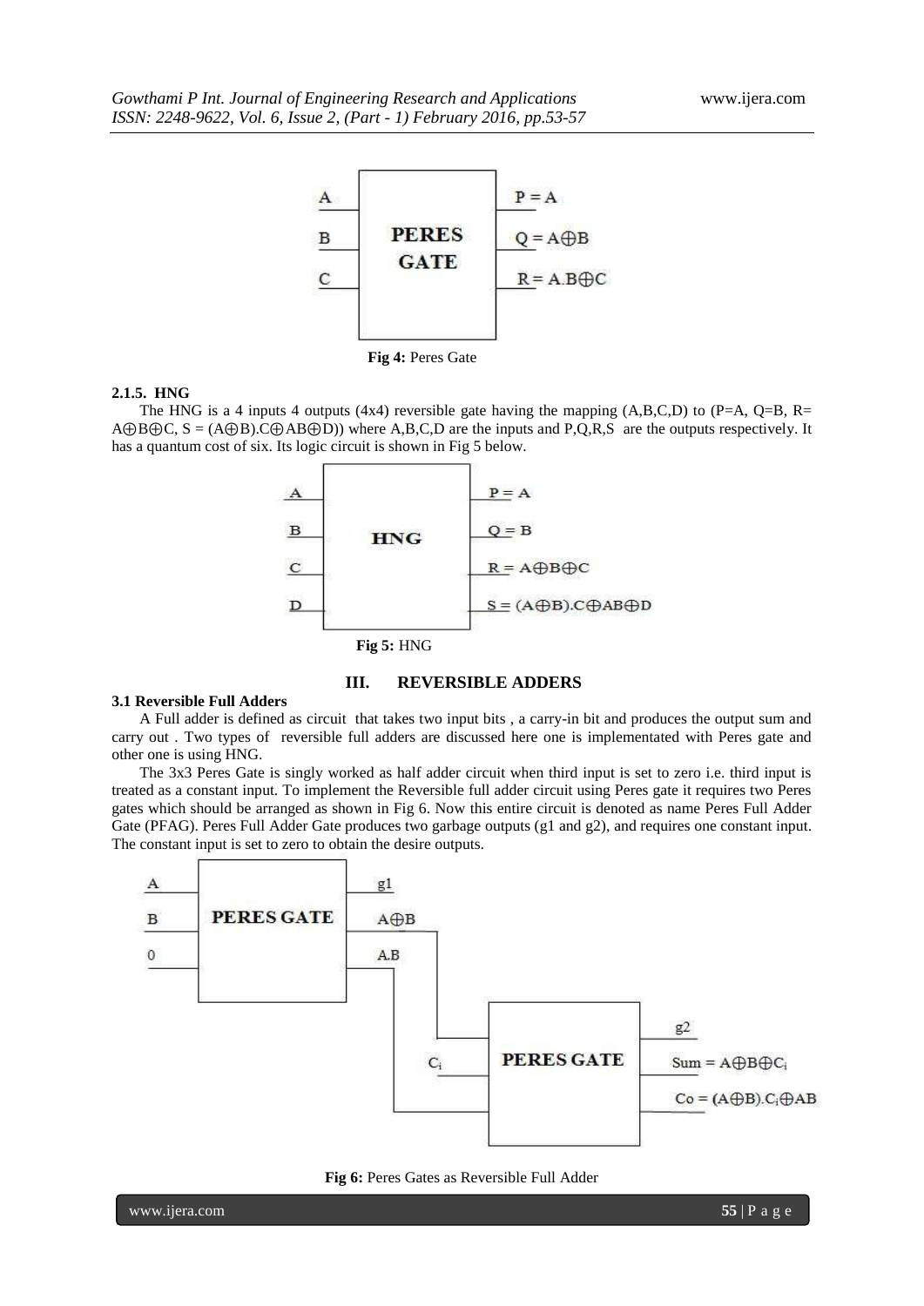Fig 4: Peres Gate

#### 2.1.5. HNG

The HNG is a 4 inputs 4 outputs (4x4) reversible gate having the mapping (A,B,C,D) to (P=A, Q=B, R= $A\oplus B\oplus C$, S = $(A\oplus B).C\oplus AB\oplus D$)) where A,B,C,D are the inputs and P,Q,R,S are the outputs respectively. It has a quantum cost of six. Its logic circuit is shown in Fig 5 below.

Fig 5: HNG

## III. REVERSIBLE ADDERS

### 3.1 Reversible Full Adders

A Full adder is defined as circuit that takes two input bits , a carry-in bit and produces the output sum and carry out . Two types of reversible full adders are discussed here one is implementated with Peres gate and other one is using HNG.

The 3x3 Peres Gate is singly worked as half adder circuit when third input is set to zero i.e. third input is treated as a constant input. To implement the Reversible full adder circuit using Peres gate it requires two Peres gates which should be arranged as shown in Fig 6. Now this entire circuit is denoted as name Peres Full Adder Gate (PFAG). Peres Full Adder Gate produces two garbage outputs (g1 and g2), and requires one constant input. The constant input is set to zero to obtain the desire outputs.

Fig 6: Peres Gates as Reversible Full Adder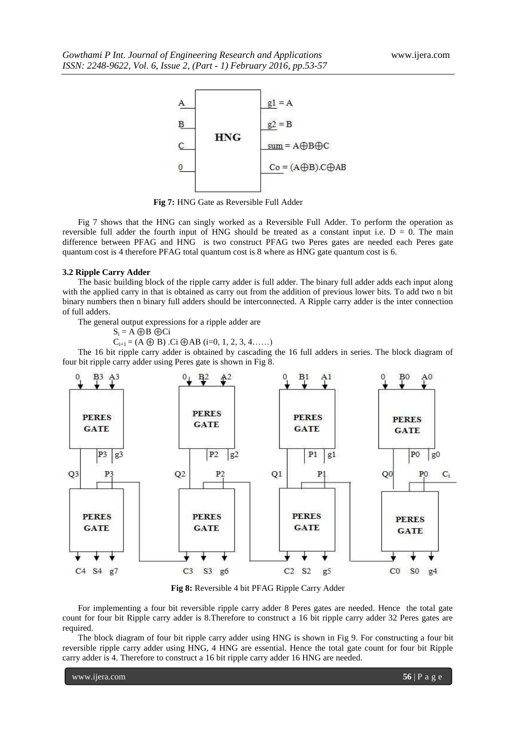**Fig 7:** HNG Gate as Reversible Full Adder

Fig 7 shows that the HNG can singly worked as a Reversible Full Adder. To perform the operation as reversible full adder the fourth input of HNG should be treated as a constant input i.e. D = 0. The main difference between PFAG and HNG is two construct PFAG two Peres gates are needed each Peres gate quantum cost is 4 therefore PFAG total quantum cost is 8 where as HNG gate quantum cost is 6.

### 3.2 Ripple Carry Adder

The basic building block of the ripple carry adder is full adder. The binary full adder adds each input along with the applied carry in that is obtained as carry out from the addition of previous lower bits. To add two n bit binary numbers then n binary full adders should be interconnected. A Ripple carry adder is the inter connection of full adders.

The general output expressions for a ripple adder are

$$S_i = A \oplus B \oplus Ci$$

$$C_{i+1} = (A \oplus B) .Ci \oplus AB \ (i=0, 1, 2, 3, 4……)$$

The 16 bit ripple carry adder is obtained by cascading the 16 full adders in series. The block diagram of four bit ripple carry adder using Peres gate is shown in Fig 8.

**Fig 8:** Reversible 4 bit PFAG Ripple Carry Adder

For implementing a four bit reversible ripple carry adder 8 Peres gates are needed. Hence the total gate count for four bit Ripple carry adder is 8.Therefore to construct a 16 bit ripple carry adder 32 Peres gates are required.

The block diagram of four bit ripple carry adder using HNG is shown in Fig 9. For constructing a four bit reversible ripple carry adder using HNG, 4 HNG are essential. Hence the total gate count for four bit Ripple carry adder is 4. Therefore to construct a 16 bit ripple carry adder 16 HNG are needed.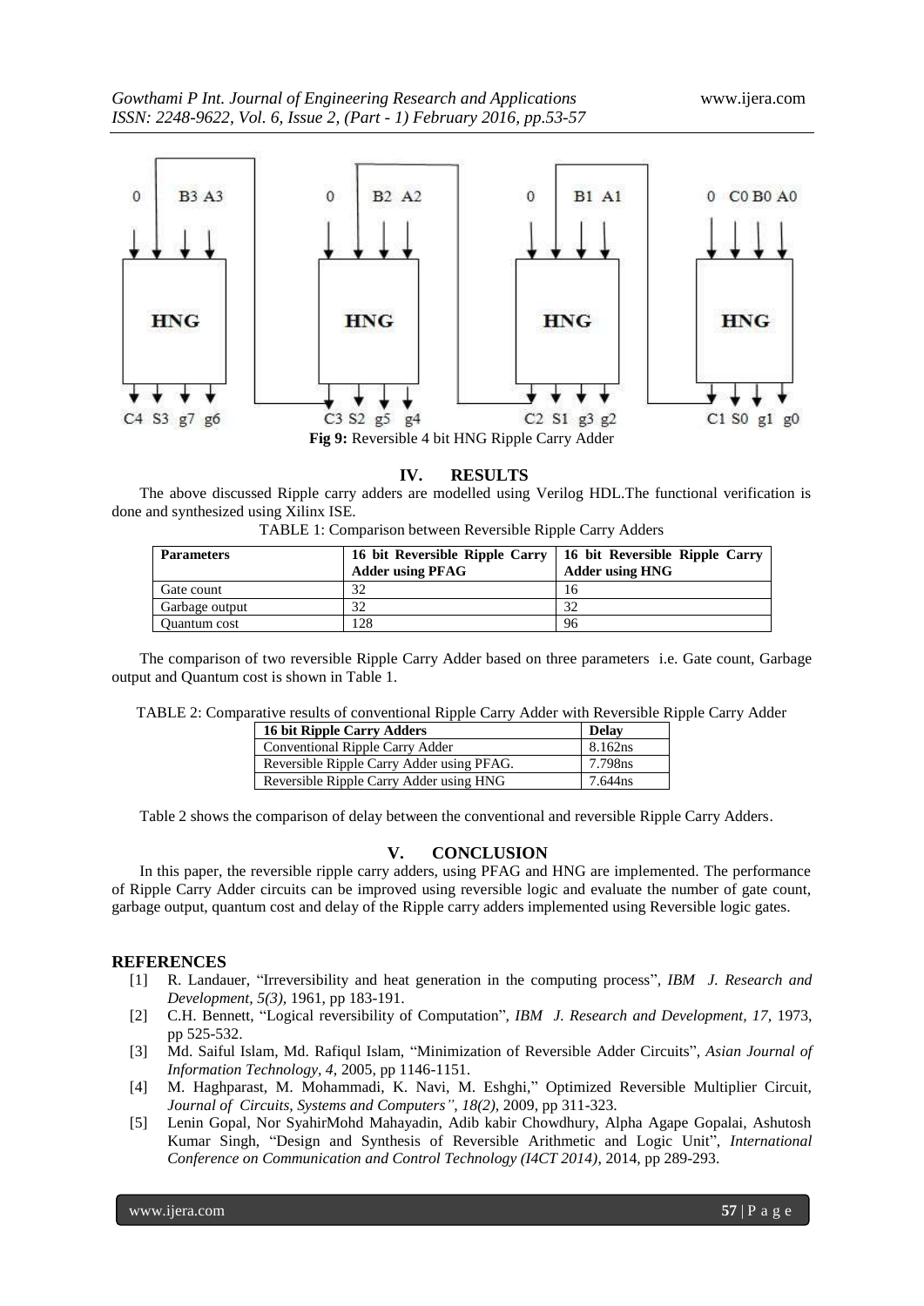0 B3 A3

HNG

C4 S3 g7 g6

0 B2 A2

HNG

C3 S2 g5 g4

0 B1 A1

HNG

C2 S1 g3 g2

0 C0 B0 A0

HNG

C1 S0 g1 g0

**Fig 9:** Reversible 4 bit HNG Ripple Carry Adder

## IV. RESULTS

The above discussed Ripple carry adders are modelled using Verilog HDL.The functional verification is done and synthesized using Xilinx ISE.

TABLE 1: Comparison between Reversible Ripple Carry Adders

| Parameters | 16 bit Reversible Ripple Carry Adder using PFAG | 16 bit Reversible Ripple Carry Adder using HNG |
|---|---|---|
| Gate count | 32 | 16 |
| Garbage output | 32 | 32 |
| Quantum cost | 128 | 96 |

The comparison of two reversible Ripple Carry Adder based on three parameters i.e. Gate count, Garbage output and Quantum cost is shown in Table 1.

TABLE 2: Comparative results of conventional Ripple Carry Adder with Reversible Ripple Carry Adder

| 16 bit Ripple Carry Adders | Delay |
|---|---|
| Conventional Ripple Carry Adder | 8.162ns |
| Reversible Ripple Carry Adder using PFAG. | 7.798ns |
| Reversible Ripple Carry Adder using HNG | 7.644ns |

Table 2 shows the comparison of delay between the conventional and reversible Ripple Carry Adders.

## V. CONCLUSION

In this paper, the reversible ripple carry adders, using PFAG and HNG are implemented. The performance of Ripple Carry Adder circuits can be improved using reversible logic and evaluate the number of gate count, garbage output, quantum cost and delay of the Ripple carry adders implemented using Reversible logic gates.

## REFERENCES

[1] R. Landauer, "Irreversibility and heat generation in the computing process", *IBM J. Research and Development, 5(3),* 1961, pp 183-191.

[2] C.H. Bennett, "Logical reversibility of Computation", *IBM J. Research and Development, 17,* 1973, pp 525-532.

[3] Md. Saiful Islam, Md. Rafiqul Islam, "Minimization of Reversible Adder Circuits", *Asian Journal of Information Technology, 4,* 2005, pp 1146-1151.

[4] M. Haghparast, M. Mohammadi, K. Navi, M. Eshghi," Optimized Reversible Multiplier Circuit, *Journal of Circuits, Systems and Computers", 18(2),* 2009, pp 311-323.

[5] Lenin Gopal, Nor SyahirMohd Mahayadin, Adib kabir Chowdhury, Alpha Agape Gopalai, Ashutosh Kumar Singh, "Design and Synthesis of Reversible Arithmetic and Logic Unit", *International Conference on Communication and Control Technology (I4CT 2014),* 2014, pp 289-293.